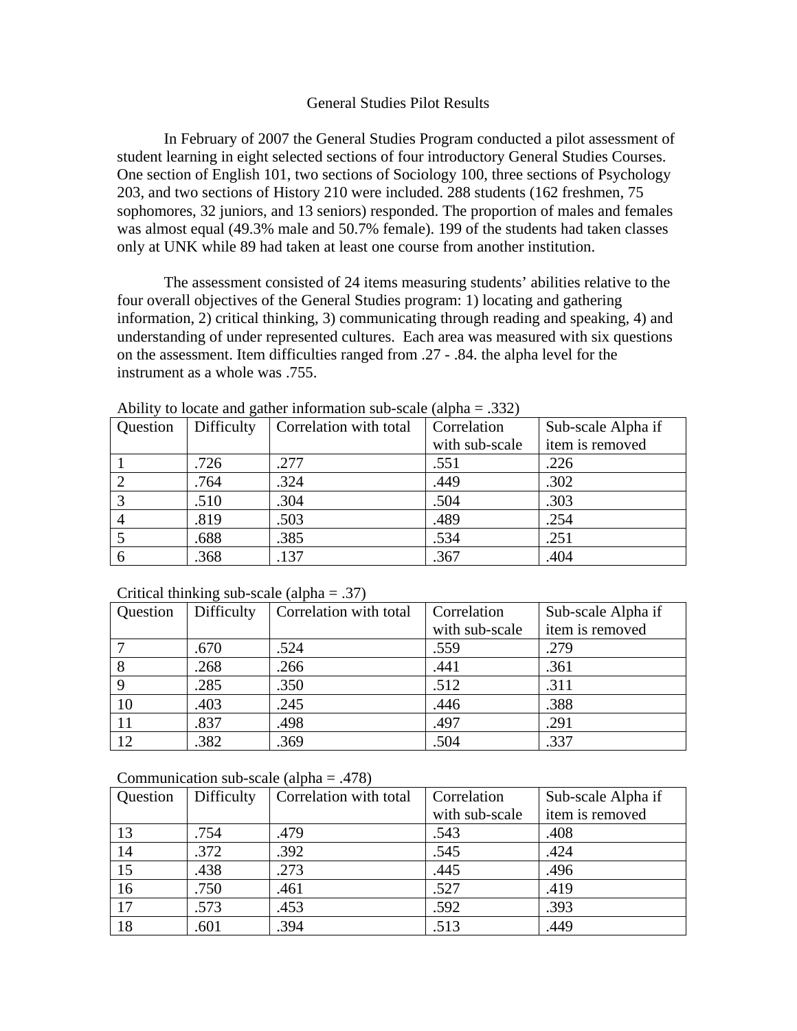# General Studies Pilot Results

In February of 2007 the General Studies Program conducted a pilot assessment of student learning in eight selected sections of four introductory General Studies Courses. One section of English 101, two sections of Sociology 100, three sections of Psychology 203, and two sections of History 210 were included. 288 students (162 freshmen, 75 sophomores, 32 juniors, and 13 seniors) responded. The proportion of males and females was almost equal (49.3% male and 50.7% female). 199 of the students had taken classes only at UNK while 89 had taken at least one course from another institution.

The assessment consisted of 24 items measuring students' abilities relative to the four overall objectives of the General Studies program: 1) locating and gathering information, 2) critical thinking, 3) communicating through reading and speaking, 4) and understanding of under represented cultures. Each area was measured with six questions on the assessment. Item difficulties ranged from .27 - .84. the alpha level for the instrument as a whole was .755.

Ability to locate and gather information sub-scale (alpha = .332)

| Question | Difficulty | Correlation with total | Correlation with sub-scale | Sub-scale Alpha if item is removed |
|---|---|---|---|---|
| 1 | .726 | .277 | .551 | .226 |
| 2 | .764 | .324 | .449 | .302 |
| 3 | .510 | .304 | .504 | .303 |
| 4 | .819 | .503 | .489 | .254 |
| 5 | .688 | .385 | .534 | .251 |
| 6 | .368 | .137 | .367 | .404 |

Critical thinking sub-scale (alpha = .37)

| Question | Difficulty | Correlation with total | Correlation with sub-scale | Sub-scale Alpha if item is removed |
|---|---|---|---|---|
| 7 | .670 | .524 | .559 | .279 |
| 8 | .268 | .266 | .441 | .361 |
| 9 | .285 | .350 | .512 | .311 |
| 10 | .403 | .245 | .446 | .388 |
| 11 | .837 | .498 | .497 | .291 |
| 12 | .382 | .369 | .504 | .337 |

Communication sub-scale (alpha = .478)

| Question | Difficulty | Correlation with total | Correlation with sub-scale | Sub-scale Alpha if item is removed |
|---|---|---|---|---|
| 13 | .754 | .479 | .543 | .408 |
| 14 | .372 | .392 | .545 | .424 |
| 15 | .438 | .273 | .445 | .496 |
| 16 | .750 | .461 | .527 | .419 |
| 17 | .573 | .453 | .592 | .393 |
| 18 | .601 | .394 | .513 | .449 |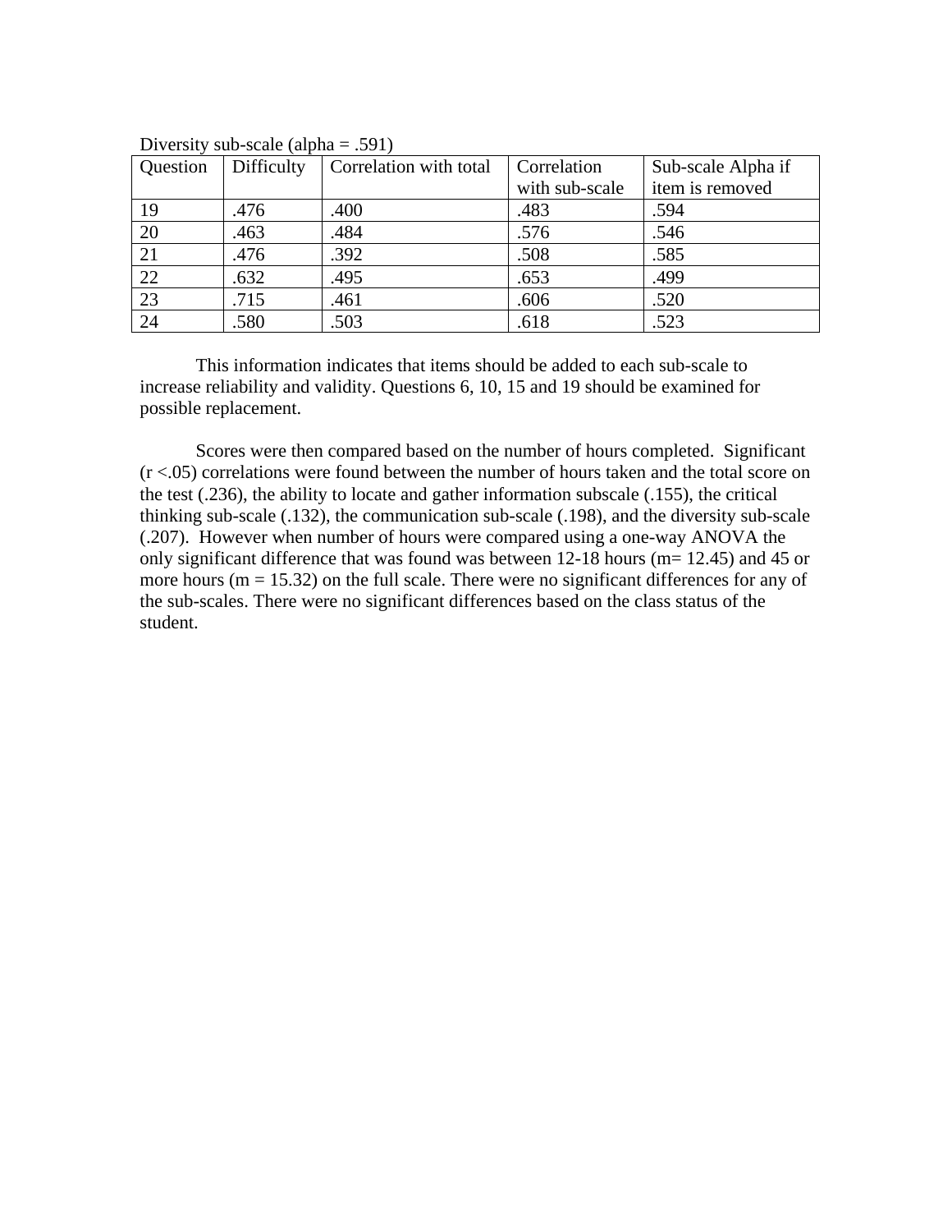Diversity sub-scale (alpha = .591)

| Question | Difficulty | Correlation with total | Correlation with sub-scale | Sub-scale Alpha if item is removed |
|---|---|---|---|---|
| 19 | .476 | .400 | .483 | .594 |
| 20 | .463 | .484 | .576 | .546 |
| 21 | .476 | .392 | .508 | .585 |
| 22 | .632 | .495 | .653 | .499 |
| 23 | .715 | .461 | .606 | .520 |
| 24 | .580 | .503 | .618 | .523 |

This information indicates that items should be added to each sub-scale to increase reliability and validity. Questions 6, 10, 15 and 19 should be examined for possible replacement.

Scores were then compared based on the number of hours completed. Significant ($r < .05$) correlations were found between the number of hours taken and the total score on the test (.236), the ability to locate and gather information subscale (.155), the critical thinking sub-scale (.132), the communication sub-scale (.198), and the diversity sub-scale (.207). However when number of hours were compared using a one-way ANOVA the only significant difference that was found was between 12-18 hours ($m = 12.45$) and 45 or more hours ($m = 15.32$) on the full scale. There were no significant differences for any of the sub-scales. There were no significant differences based on the class status of the student.